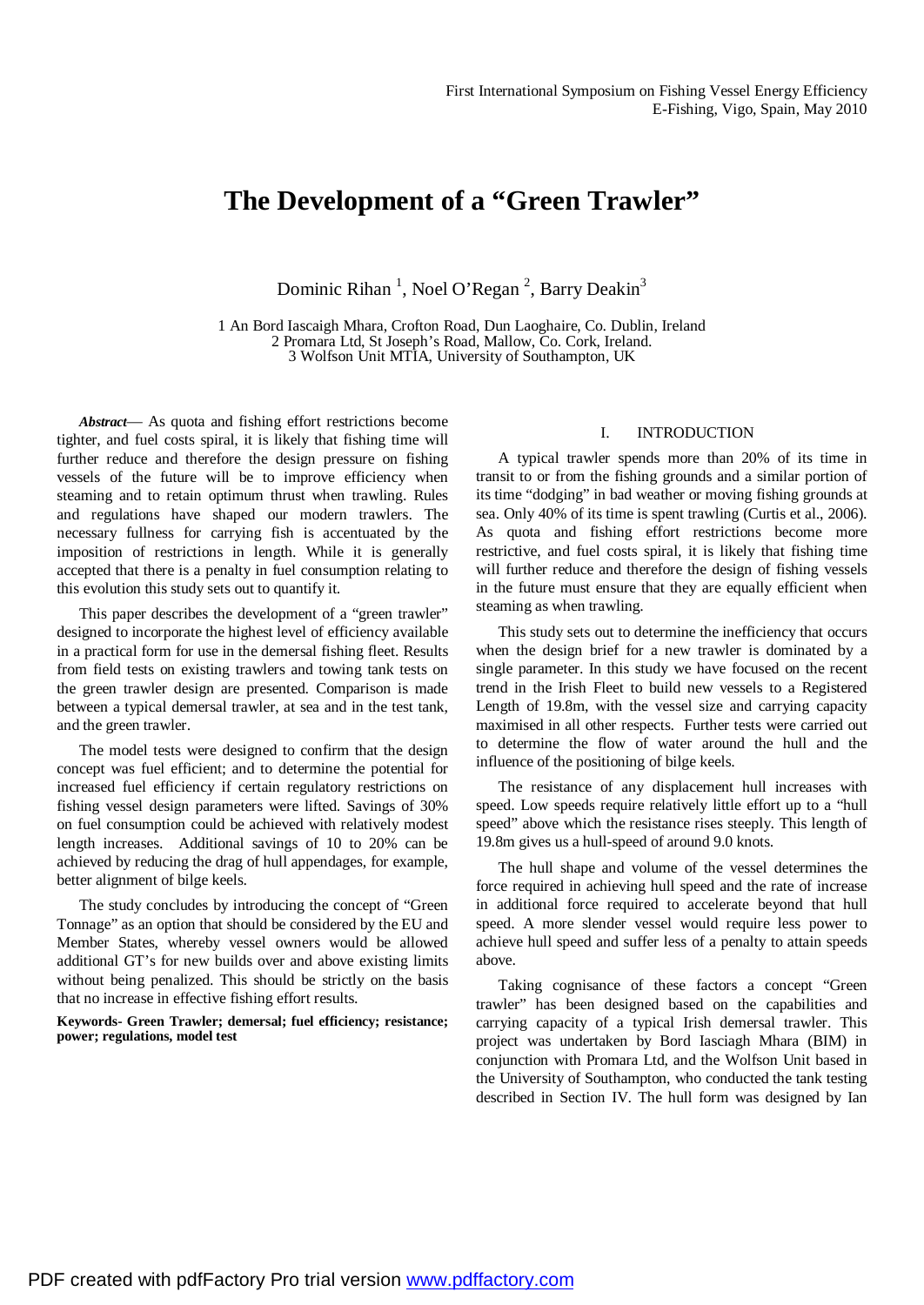# The Development of a "Green Trawler"

Dominic Rihan [1], Noel O'Regan [2], Barry Deakin[3]

1 An Bord Iascaigh Mhara, Crofton Road, Dun Laoghaire, Co. Dublin, Ireland
2 Promara Ltd, St Joseph's Road, Mallow, Co. Cork, Ireland.
3 Wolfson Unit MTIA, University of Southampton, UK

***Abstract*— As quota and fishing effort restrictions become tighter, and fuel costs spiral, it is likely that fishing time will further reduce and therefore the design pressure on fishing vessels of the future will be to improve efficiency when steaming and to retain optimum thrust when trawling. Rules and regulations have shaped our modern trawlers. The necessary fullness for carrying fish is accentuated by the imposition of restrictions in length. While it is generally accepted that there is a penalty in fuel consumption relating to this evolution this study sets out to quantify it.

This paper describes the development of a "green trawler" designed to incorporate the highest level of efficiency available in a practical form for use in the demersal fishing fleet. Results from field tests on existing trawlers and towing tank tests on the green trawler design are presented. Comparison is made between a typical demersal trawler, at sea and in the test tank, and the green trawler.

The model tests were designed to confirm that the design concept was fuel efficient; and to determine the potential for increased fuel efficiency if certain regulatory restrictions on fishing vessel design parameters were lifted. Savings of 30% on fuel consumption could be achieved with relatively modest length increases. Additional savings of 10 to 20% can be achieved by reducing the drag of hull appendages, for example, better alignment of bilge keels.

The study concludes by introducing the concept of "Green Tonnage" as an option that should be considered by the EU and Member States, whereby vessel owners would be allowed additional GT's for new builds over and above existing limits without being penalized. This should be strictly on the basis that no increase in effective fishing effort results.

**Keywords- Green Trawler; demersal; fuel efficiency; resistance; power; regulations, model test**

## I. INTRODUCTION

A typical trawler spends more than 20% of its time in transit to or from the fishing grounds and a similar portion of its time "dodging" in bad weather or moving fishing grounds at sea. Only 40% of its time is spent trawling (Curtis et al., 2006). As quota and fishing effort restrictions become more restrictive, and fuel costs spiral, it is likely that fishing time will further reduce and therefore the design of fishing vessels in the future must ensure that they are equally efficient when steaming as when trawling.

This study sets out to determine the inefficiency that occurs when the design brief for a new trawler is dominated by a single parameter. In this study we have focused on the recent trend in the Irish Fleet to build new vessels to a Registered Length of 19.8m, with the vessel size and carrying capacity maximised in all other respects. Further tests were carried out to determine the flow of water around the hull and the influence of the positioning of bilge keels.

The resistance of any displacement hull increases with speed. Low speeds require relatively little effort up to a "hull speed" above which the resistance rises steeply. This length of 19.8m gives us a hull-speed of around 9.0 knots.

The hull shape and volume of the vessel determines the force required in achieving hull speed and the rate of increase in additional force required to accelerate beyond that hull speed. A more slender vessel would require less power to achieve hull speed and suffer less of a penalty to attain speeds above.

Taking cognisance of these factors a concept "Green trawler" has been designed based on the capabilities and carrying capacity of a typical Irish demersal trawler. This project was undertaken by Bord Iasciagh Mhara (BIM) in conjunction with Promara Ltd, and the Wolfson Unit based in the University of Southampton, who conducted the tank testing described in Section IV. The hull form was designed by Ian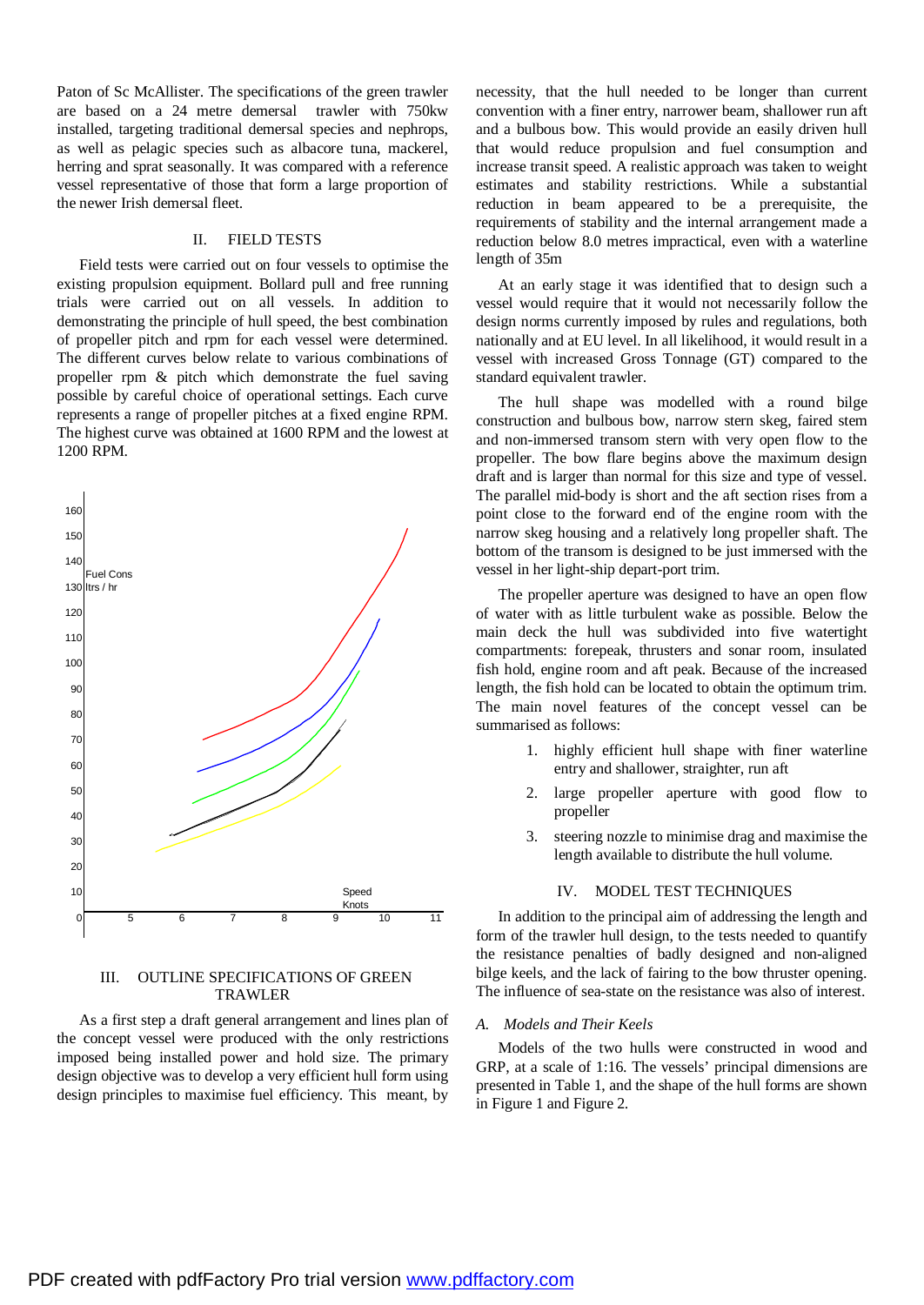Paton of Sc McAllister. The specifications of the green trawler are based on a 24 metre demersal trawler with 750kw installed, targeting traditional demersal species and nephrops, as well as pelagic species such as albacore tuna, mackerel, herring and sprat seasonally. It was compared with a reference vessel representative of those that form a large proportion of the newer Irish demersal fleet.

## II. FIELD TESTS

Field tests were carried out on four vessels to optimise the existing propulsion equipment. Bollard pull and free running trials were carried out on all vessels. In addition to demonstrating the principle of hull speed, the best combination of propeller pitch and rpm for each vessel were determined. The different curves below relate to various combinations of propeller rpm & pitch which demonstrate the fuel saving possible by careful choice of operational settings. Each curve represents a range of propeller pitches at a fixed engine RPM. The highest curve was obtained at 1600 RPM and the lowest at 1200 RPM.

## III. OUTLINE SPECIFICATIONS OF GREEN TRAWLER

As a first step a draft general arrangement and lines plan of the concept vessel were produced with the only restrictions imposed being installed power and hold size. The primary design objective was to develop a very efficient hull form using design principles to maximise fuel efficiency. This meant, by necessity, that the hull needed to be longer than current convention with a finer entry, narrower beam, shallower run aft and a bulbous bow. This would provide an easily driven hull that would reduce propulsion and fuel consumption and increase transit speed. A realistic approach was taken to weight estimates and stability restrictions. While a substantial reduction in beam appeared to be a prerequisite, the requirements of stability and the internal arrangement made a reduction below 8.0 metres impractical, even with a waterline length of 35m

At an early stage it was identified that to design such a vessel would require that it would not necessarily follow the design norms currently imposed by rules and regulations, both nationally and at EU level. In all likelihood, it would result in a vessel with increased Gross Tonnage (GT) compared to the standard equivalent trawler.

The hull shape was modelled with a round bilge construction and bulbous bow, narrow stern skeg, faired stem and non-immersed transom stern with very open flow to the propeller. The bow flare begins above the maximum design draft and is larger than normal for this size and type of vessel. The parallel mid-body is short and the aft section rises from a point close to the forward end of the engine room with the narrow skeg housing and a relatively long propeller shaft. The bottom of the transom is designed to be just immersed with the vessel in her light-ship depart-port trim.

The propeller aperture was designed to have an open flow of water with as little turbulent wake as possible. Below the main deck the hull was subdivided into five watertight compartments: forepeak, thrusters and sonar room, insulated fish hold, engine room and aft peak. Because of the increased length, the fish hold can be located to obtain the optimum trim. The main novel features of the concept vessel can be summarised as follows:

1. highly efficient hull shape with finer waterline entry and shallower, straighter, run aft
2. large propeller aperture with good flow to propeller
3. steering nozzle to minimise drag and maximise the length available to distribute the hull volume.

## IV. MODEL TEST TECHNIQUES

In addition to the principal aim of addressing the length and form of the trawler hull design, to the tests needed to quantify the resistance penalties of badly designed and non-aligned bilge keels, and the lack of fairing to the bow thruster opening. The influence of sea-state on the resistance was also of interest.

### A. Models and Their Keels

Models of the two hulls were constructed in wood and GRP, at a scale of 1:16. The vessels' principal dimensions are presented in Table 1, and the shape of the hull forms are shown in Figure 1 and Figure 2.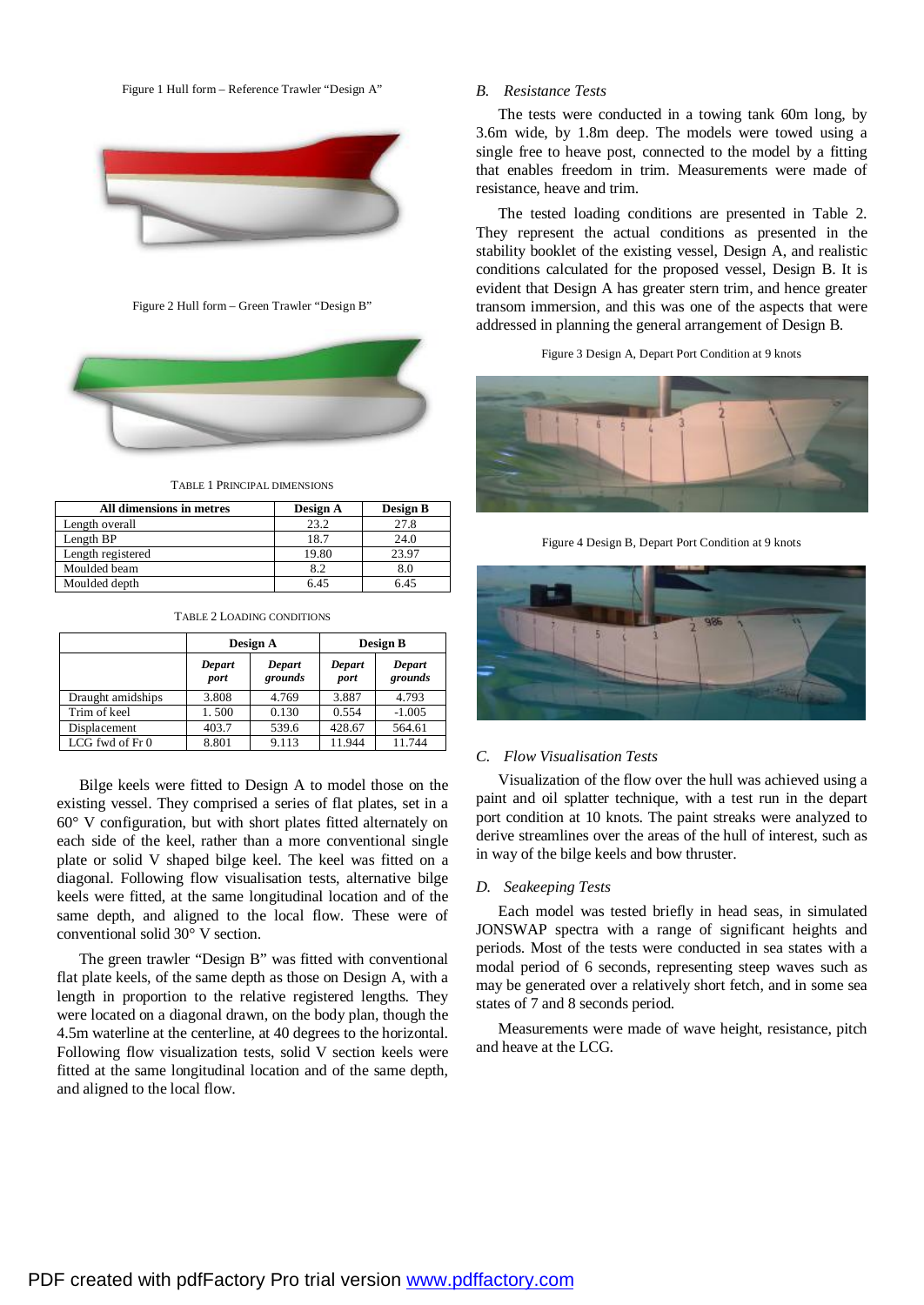Figure 1 Hull form – Reference Trawler "Design A"

Figure 2 Hull form – Green Trawler "Design B"

TABLE 1 PRINCIPAL DIMENSIONS

| All dimensions in metres | Design A | Design B |
|---|---|---|
| Length overall | 23.2 | 27.8 |
| Length BP | 18.7 | 24.0 |
| Length registered | 19.80 | 23.97 |
| Moulded beam | 8.2 | 8.0 |
| Moulded depth | 6.45 | 6.45 |

TABLE 2 LOADING CONDITIONS

| | Design A | | Design B | |
|---|---|---|---|---|
| | *Depart port* | *Depart grounds* | *Depart port* | *Depart grounds* |
| Draught amidships | 3.808 | 4.769 | 3.887 | 4.793 |
| Trim of keel | 1. 500 | 0.130 | 0.554 | -1.005 |
| Displacement | 403.7 | 539.6 | 428.67 | 564.61 |
| LCG fwd of Fr 0 | 8.801 | 9.113 | 11.944 | 11.744 |

Bilge keels were fitted to Design A to model those on the existing vessel. They comprised a series of flat plates, set in a 60° V configuration, but with short plates fitted alternately on each side of the keel, rather than a more conventional single plate or solid V shaped bilge keel. The keel was fitted on a diagonal. Following flow visualisation tests, alternative bilge keels were fitted, at the same longitudinal location and of the same depth, and aligned to the local flow. These were of conventional solid 30° V section.

The green trawler "Design B" was fitted with conventional flat plate keels, of the same depth as those on Design A, with a length in proportion to the relative registered lengths. They were located on a diagonal drawn, on the body plan, though the 4.5m waterline at the centerline, at 40 degrees to the horizontal. Following flow visualization tests, solid V section keels were fitted at the same longitudinal location and of the same depth, and aligned to the local flow.

### *B. Resistance Tests*

The tests were conducted in a towing tank 60m long, by 3.6m wide, by 1.8m deep. The models were towed using a single free to heave post, connected to the model by a fitting that enables freedom in trim. Measurements were made of resistance, heave and trim.

The tested loading conditions are presented in Table 2. They represent the actual conditions as presented in the stability booklet of the existing vessel, Design A, and realistic conditions calculated for the proposed vessel, Design B. It is evident that Design A has greater stern trim, and hence greater transom immersion, and this was one of the aspects that were addressed in planning the general arrangement of Design B.

Figure 3 Design A, Depart Port Condition at 9 knots

Figure 4 Design B, Depart Port Condition at 9 knots

### *C. Flow Visualisation Tests*

Visualization of the flow over the hull was achieved using a paint and oil splatter technique, with a test run in the depart port condition at 10 knots. The paint streaks were analyzed to derive streamlines over the areas of the hull of interest, such as in way of the bilge keels and bow thruster.

### *D. Seakeeping Tests*

Each model was tested briefly in head seas, in simulated JONSWAP spectra with a range of significant heights and periods. Most of the tests were conducted in sea states with a modal period of 6 seconds, representing steep waves such as may be generated over a relatively short fetch, and in some sea states of 7 and 8 seconds period.

Measurements were made of wave height, resistance, pitch and heave at the LCG.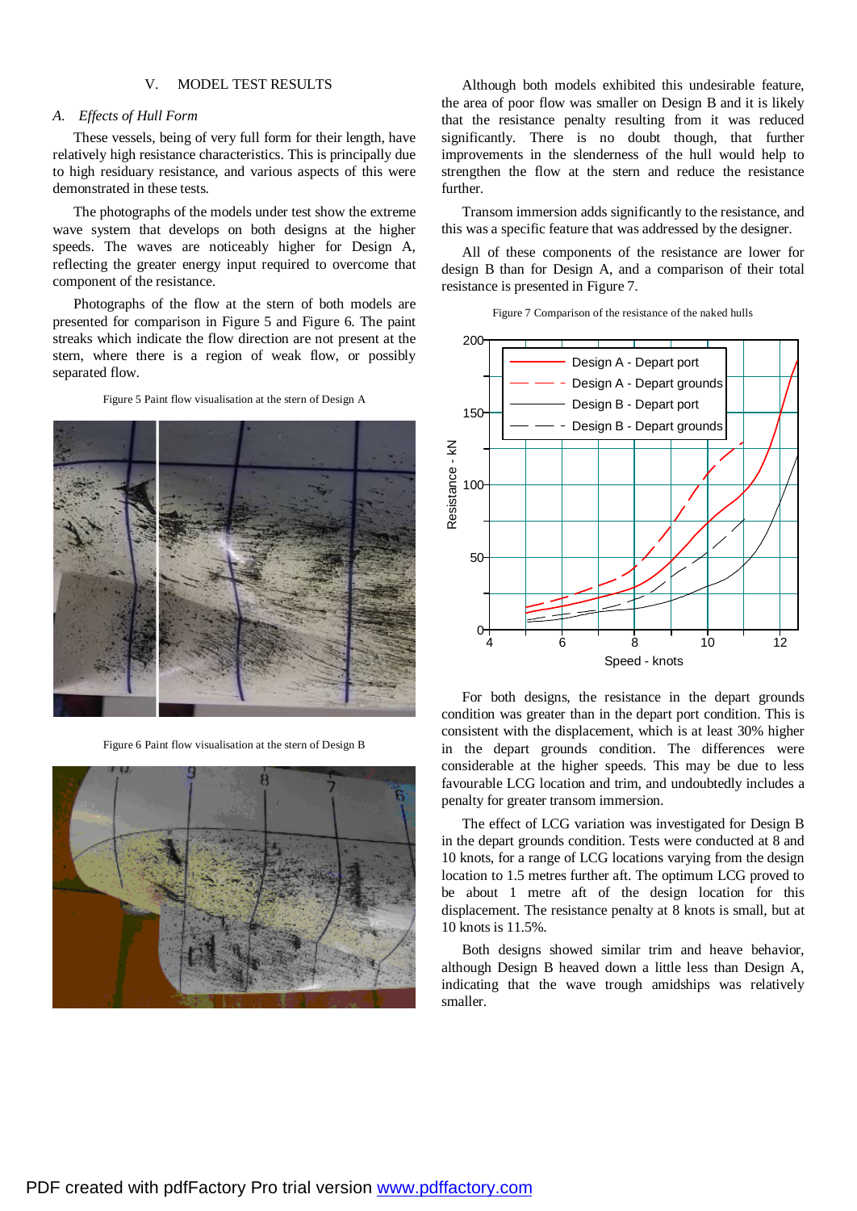## V. MODEL TEST RESULTS

### A. *Effects of Hull Form*

These vessels, being of very full form for their length, have relatively high resistance characteristics. This is principally due to high residuary resistance, and various aspects of this were demonstrated in these tests.

The photographs of the models under test show the extreme wave system that develops on both designs at the higher speeds. The waves are noticeably higher for Design A, reflecting the greater energy input required to overcome that component of the resistance.

Photographs of the flow at the stern of both models are presented for comparison in Figure 5 and Figure 6. The paint streaks which indicate the flow direction are not present at the stern, where there is a region of weak flow, or possibly separated flow.

Figure 5 Paint flow visualisation at the stern of Design A

Figure 6 Paint flow visualisation at the stern of Design B

Although both models exhibited this undesirable feature, the area of poor flow was smaller on Design B and it is likely that the resistance penalty resulting from it was reduced significantly. There is no doubt though, that further improvements in the slenderness of the hull would help to strengthen the flow at the stern and reduce the resistance further.

Transom immersion adds significantly to the resistance, and this was a specific feature that was addressed by the designer.

All of these components of the resistance are lower for design B than for Design A, and a comparison of their total resistance is presented in Figure 7.

Figure 7 Comparison of the resistance of the naked hulls

For both designs, the resistance in the depart grounds condition was greater than in the depart port condition. This is consistent with the displacement, which is at least 30% higher in the depart grounds condition. The differences were considerable at the higher speeds. This may be due to less favourable LCG location and trim, and undoubtedly includes a penalty for greater transom immersion.

The effect of LCG variation was investigated for Design B in the depart grounds condition. Tests were conducted at 8 and 10 knots, for a range of LCG locations varying from the design location to 1.5 metres further aft. The optimum LCG proved to be about 1 metre aft of the design location for this displacement. The resistance penalty at 8 knots is small, but at 10 knots is 11.5%.

Both designs showed similar trim and heave behavior, although Design B heaved down a little less than Design A, indicating that the wave trough amidships was relatively smaller.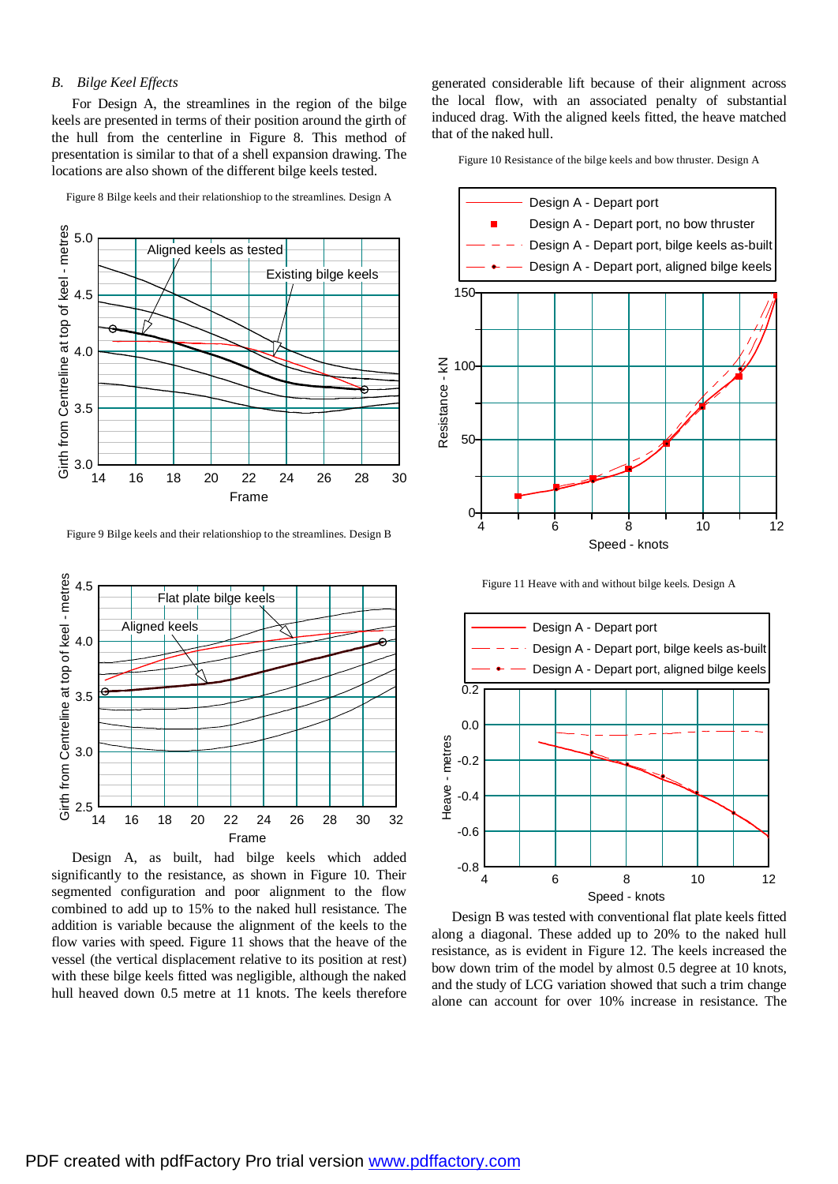### *B. Bilge Keel Effects*

For Design A, the streamlines in the region of the bilge keels are presented in terms of their position around the girth of the hull from the centerline in Figure 8. This method of presentation is similar to that of a shell expansion drawing. The locations are also shown of the different bilge keels tested.

Figure 8 Bilge keels and their relationshiop to the streamlines. Design A

Figure 9 Bilge keels and their relationship to the streamlines. Design B

Design A, as built, had bilge keels which added significantly to the resistance, as shown in Figure 10. Their segmented configuration and poor alignment to the flow combined to add up to 15% to the naked hull resistance. The addition is variable because the alignment of the keels to the flow varies with speed. Figure 11 shows that the heave of the vessel (the vertical displacement relative to its position at rest) with these bilge keels fitted was negligible, although the naked hull heaved down 0.5 metre at 11 knots. The keels therefore generated considerable lift because of their alignment across the local flow, with an associated penalty of substantial induced drag. With the aligned keels fitted, the heave matched that of the naked hull.

Figure 10 Resistance of the bilge keels and bow thruster. Design A

Figure 11 Heave with and without bilge keels. Design A

Design B was tested with conventional flat plate keels fitted along a diagonal. These added up to 20% to the naked hull resistance, as is evident in Figure 12. The keels increased the bow down trim of the model by almost 0.5 degree at 10 knots, and the study of LCG variation showed that such a trim change alone can account for over 10% increase in resistance. The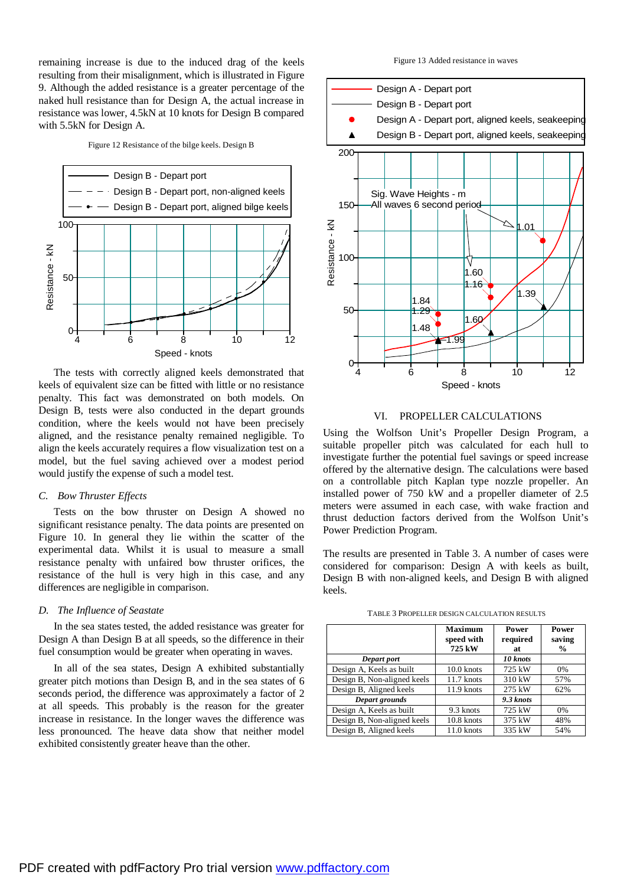remaining increase is due to the induced drag of the keels resulting from their misalignment, which is illustrated in Figure 9. Although the added resistance is a greater percentage of the naked hull resistance than for Design A, the actual increase in resistance was lower, 4.5kN at 10 knots for Design B compared with 5.5kN for Design A.

Figure 12 Resistance of the bilge keels. Design B

The tests with correctly aligned keels demonstrated that keels of equivalent size can be fitted with little or no resistance penalty. This fact was demonstrated on both models. On Design B, tests were also conducted in the depart grounds condition, where the keels would not have been precisely aligned, and the resistance penalty remained negligible. To align the keels accurately requires a flow visualization test on a model, but the fuel saving achieved over a modest period would justify the expense of such a model test.

### C. Bow Thruster Effects

Tests on the bow thruster on Design A showed no significant resistance penalty. The data points are presented on Figure 10. In general they lie within the scatter of the experimental data. Whilst it is usual to measure a small resistance penalty with unfaired bow thruster orifices, the resistance of the hull is very high in this case, and any differences are negligible in comparison.

### D. The Influence of Seastate

In the sea states tested, the added resistance was greater for Design A than Design B at all speeds, so the difference in their fuel consumption would be greater when operating in waves.

In all of the sea states, Design A exhibited substantially greater pitch motions than Design B, and in the sea states of 6 seconds period, the difference was approximately a factor of 2 at all speeds. This probably is the reason for the greater increase in resistance. In the longer waves the difference was less pronounced. The heave data show that neither model exhibited consistently greater heave than the other.

Figure 13 Added resistance in waves

## VI. PROPELLER CALCULATIONS

Using the Wolfson Unit's Propeller Design Program, a suitable propeller pitch was calculated for each hull to investigate further the potential fuel savings or speed increase offered by the alternative design. The calculations were based on a controllable pitch Kaplan type nozzle propeller. An installed power of 750 kW and a propeller diameter of 2.5 meters were assumed in each case, with wake fraction and thrust deduction factors derived from the Wolfson Unit's Power Prediction Program.

The results are presented in Table 3. A number of cases were considered for comparison: Design A with keels as built, Design B with non-aligned keels, and Design B with aligned keels.

TABLE 3 PROPELLER DESIGN CALCULATION RESULTS

| | Maximum speed with 725 kW | Power required at | Power saving % |
|---|---|---|---|
| ***Depart port*** | | ***10 knots*** | |
| Design A, Keels as built | 10.0 knots | 725 kW | 0% |
| Design B, Non-aligned keels | 11.7 knots | 310 kW | 57% |
| Design B, Aligned keels | 11.9 knots | 275 kW | 62% |
| ***Depart grounds*** | | ***9.3 knots*** | |
| Design A, Keels as built | 9.3 knots | 725 kW | 0% |
| Design B, Non-aligned keels | 10.8 knots | 375 kW | 48% |
| Design B, Aligned keels | 11.0 knots | 335 kW | 54% |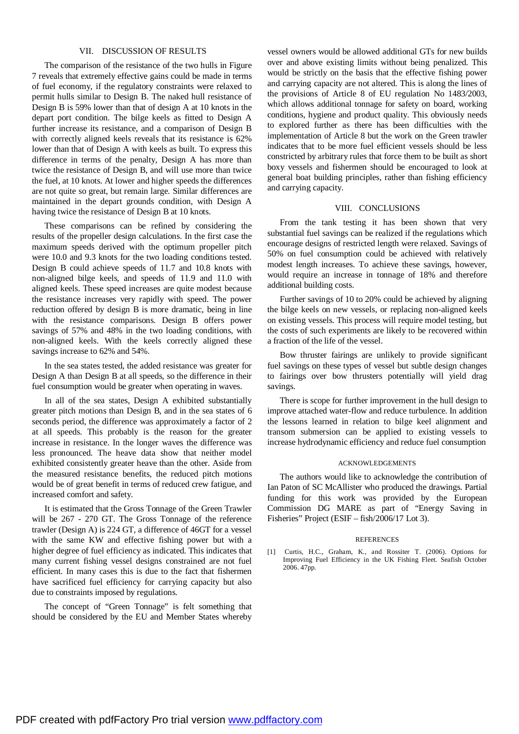## VII. DISCUSSION OF RESULTS

The comparison of the resistance of the two hulls in Figure 7 reveals that extremely effective gains could be made in terms of fuel economy, if the regulatory constraints were relaxed to permit hulls similar to Design B. The naked hull resistance of Design B is 59% lower than that of design A at 10 knots in the depart port condition. The bilge keels as fitted to Design A further increase its resistance, and a comparison of Design B with correctly aligned keels reveals that its resistance is 62% lower than that of Design A with keels as built. To express this difference in terms of the penalty, Design A has more than twice the resistance of Design B, and will use more than twice the fuel, at 10 knots. At lower and higher speeds the differences are not quite so great, but remain large. Similar differences are maintained in the depart grounds condition, with Design A having twice the resistance of Design B at 10 knots.

These comparisons can be refined by considering the results of the propeller design calculations. In the first case the maximum speeds derived with the optimum propeller pitch were 10.0 and 9.3 knots for the two loading conditions tested. Design B could achieve speeds of 11.7 and 10.8 knots with non-aligned bilge keels, and speeds of 11.9 and 11.0 with aligned keels. These speed increases are quite modest because the resistance increases very rapidly with speed. The power reduction offered by design B is more dramatic, being in line with the resistance comparisons. Design B offers power savings of 57% and 48% in the two loading conditions, with non-aligned keels. With the keels correctly aligned these savings increase to 62% and 54%.

In the sea states tested, the added resistance was greater for Design A than Design B at all speeds, so the difference in their fuel consumption would be greater when operating in waves.

In all of the sea states, Design A exhibited substantially greater pitch motions than Design B, and in the sea states of 6 seconds period, the difference was approximately a factor of 2 at all speeds. This probably is the reason for the greater increase in resistance. In the longer waves the difference was less pronounced. The heave data show that neither model exhibited consistently greater heave than the other. Aside from the measured resistance benefits, the reduced pitch motions would be of great benefit in terms of reduced crew fatigue, and increased comfort and safety.

It is estimated that the Gross Tonnage of the Green Trawler will be 267 - 270 GT. The Gross Tonnage of the reference trawler (Design A) is 224 GT, a difference of 46GT for a vessel with the same KW and effective fishing power but with a higher degree of fuel efficiency as indicated. This indicates that many current fishing vessel designs constrained are not fuel efficient. In many cases this is due to the fact that fishermen have sacrificed fuel efficiency for carrying capacity but also due to constraints imposed by regulations.

The concept of "Green Tonnage" is felt something that should be considered by the EU and Member States whereby vessel owners would be allowed additional GTs for new builds over and above existing limits without being penalized. This would be strictly on the basis that the effective fishing power and carrying capacity are not altered. This is along the lines of the provisions of Article 8 of EU regulation No 1483/2003, which allows additional tonnage for safety on board, working conditions, hygiene and product quality. This obviously needs to explored further as there has been difficulties with the implementation of Article 8 but the work on the Green trawler indicates that to be more fuel efficient vessels should be less constricted by arbitrary rules that force them to be built as short boxy vessels and fishermen should be encouraged to look at general boat building principles, rather than fishing efficiency and carrying capacity.

## VIII. CONCLUSIONS

From the tank testing it has been shown that very substantial fuel savings can be realized if the regulations which encourage designs of restricted length were relaxed. Savings of 50% on fuel consumption could be achieved with relatively modest length increases. To achieve these savings, however, would require an increase in tonnage of 18% and therefore additional building costs.

Further savings of 10 to 20% could be achieved by aligning the bilge keels on new vessels, or replacing non-aligned keels on existing vessels. This process will require model testing, but the costs of such experiments are likely to be recovered within a fraction of the life of the vessel.

Bow thruster fairings are unlikely to provide significant fuel savings on these types of vessel but subtle design changes to fairings over bow thrusters potentially will yield drag savings.

There is scope for further improvement in the hull design to improve attached water-flow and reduce turbulence. In addition the lessons learned in relation to bilge keel alignment and transom submersion can be applied to existing vessels to increase hydrodynamic efficiency and reduce fuel consumption

### ACKNOWLEDGEMENTS

The authors would like to acknowledge the contribution of Ian Paton of SC McAllister who produced the drawings. Partial funding for this work was provided by the European Commission DG MARE as part of "Energy Saving in Fisheries" Project (ESIF – fish/2006/17 Lot 3).

### REFERENCES

[1] Curtis, H.C., Graham, K., and Rossiter T. (2006). Options for Improving Fuel Efficiency in the UK Fishing Fleet. Seafish October 2006. 47pp.